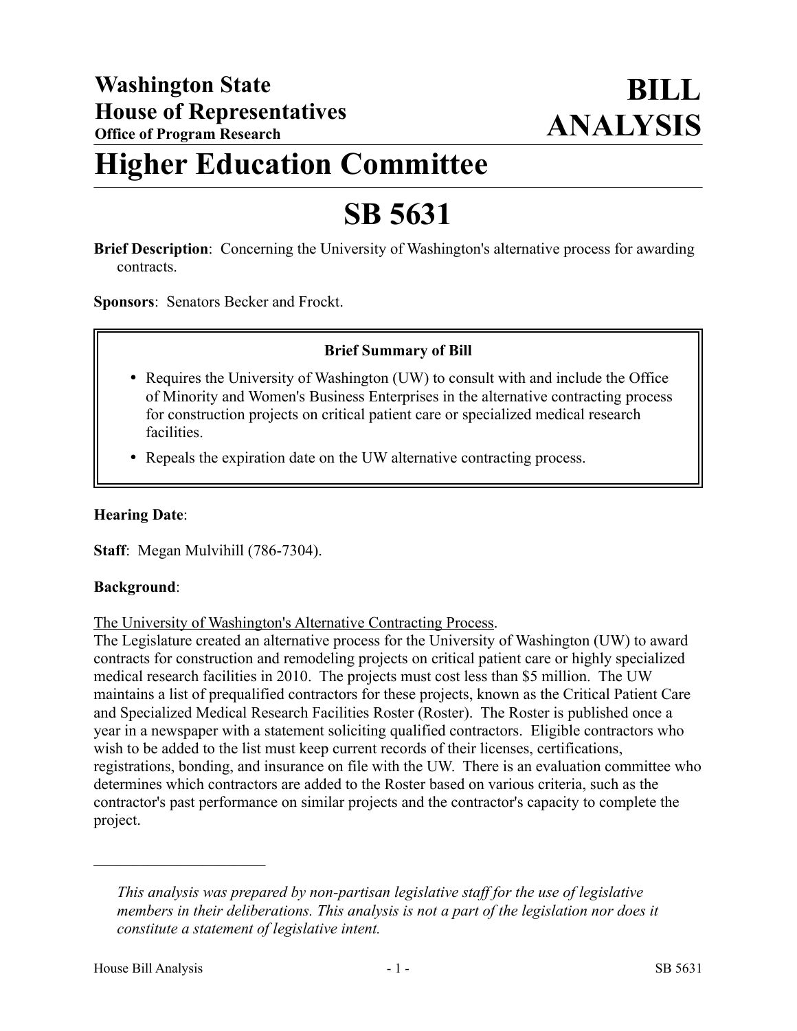# Washington State House of Representatives

**Office of Program Research**

# BILL ANALYSIS

# Higher Education Committee

# SB 5631

**Brief Description**: Concerning the University of Washington's alternative process for awarding contracts.

**Sponsors**: Senators Becker and Frockt.

**Brief Summary of Bill**

- Requires the University of Washington (UW) to consult with and include the Office of Minority and Women's Business Enterprises in the alternative contracting process for construction projects on critical patient care or specialized medical research facilities.
- Repeals the expiration date on the UW alternative contracting process.

**Hearing Date**:

**Staff**: Megan Mulvihill (786-7304).

**Background**:

The University of Washington's Alternative Contracting Process.

The Legislature created an alternative process for the University of Washington (UW) to award contracts for construction and remodeling projects on critical patient care or highly specialized medical research facilities in 2010. The projects must cost less than $5 million. The UW maintains a list of prequalified contractors for these projects, known as the Critical Patient Care and Specialized Medical Research Facilities Roster (Roster). The Roster is published once a year in a newspaper with a statement soliciting qualified contractors. Eligible contractors who wish to be added to the list must keep current records of their licenses, certifications, registrations, bonding, and insurance on file with the UW. There is an evaluation committee who determines which contractors are added to the Roster based on various criteria, such as the contractor's past performance on similar projects and the contractor's capacity to complete the project.

---

*This analysis was prepared by non-partisan legislative staff for the use of legislative members in their deliberations. This analysis is not a part of the legislation nor does it constitute a statement of legislative intent.*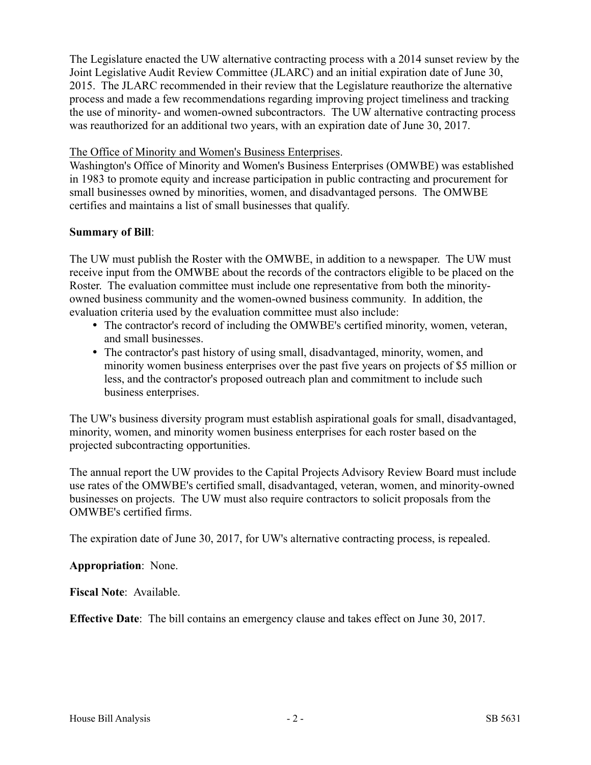The Legislature enacted the UW alternative contracting process with a 2014 sunset review by the Joint Legislative Audit Review Committee (JLARC) and an initial expiration date of June 30, 2015. The JLARC recommended in their review that the Legislature reauthorize the alternative process and made a few recommendations regarding improving project timeliness and tracking the use of minority- and women-owned subcontractors. The UW alternative contracting process was reauthorized for an additional two years, with an expiration date of June 30, 2017.

The Office of Minority and Women's Business Enterprises.

Washington's Office of Minority and Women's Business Enterprises (OMWBE) was established in 1983 to promote equity and increase participation in public contracting and procurement for small businesses owned by minorities, women, and disadvantaged persons. The OMWBE certifies and maintains a list of small businesses that qualify.

**Summary of Bill**:

The UW must publish the Roster with the OMWBE, in addition to a newspaper. The UW must receive input from the OMWBE about the records of the contractors eligible to be placed on the Roster. The evaluation committee must include one representative from both the minority-owned business community and the women-owned business community. In addition, the evaluation criteria used by the evaluation committee must also include:

- The contractor's record of including the OMWBE's certified minority, women, veteran, and small businesses.
- The contractor's past history of using small, disadvantaged, minority, women, and minority women business enterprises over the past five years on projects of $5 million or less, and the contractor's proposed outreach plan and commitment to include such business enterprises.

The UW's business diversity program must establish aspirational goals for small, disadvantaged, minority, women, and minority women business enterprises for each roster based on the projected subcontracting opportunities.

The annual report the UW provides to the Capital Projects Advisory Review Board must include use rates of the OMWBE's certified small, disadvantaged, veteran, women, and minority-owned businesses on projects. The UW must also require contractors to solicit proposals from the OMWBE's certified firms.

The expiration date of June 30, 2017, for UW's alternative contracting process, is repealed.

**Appropriation**: None.

**Fiscal Note**: Available.

**Effective Date**: The bill contains an emergency clause and takes effect on June 30, 2017.